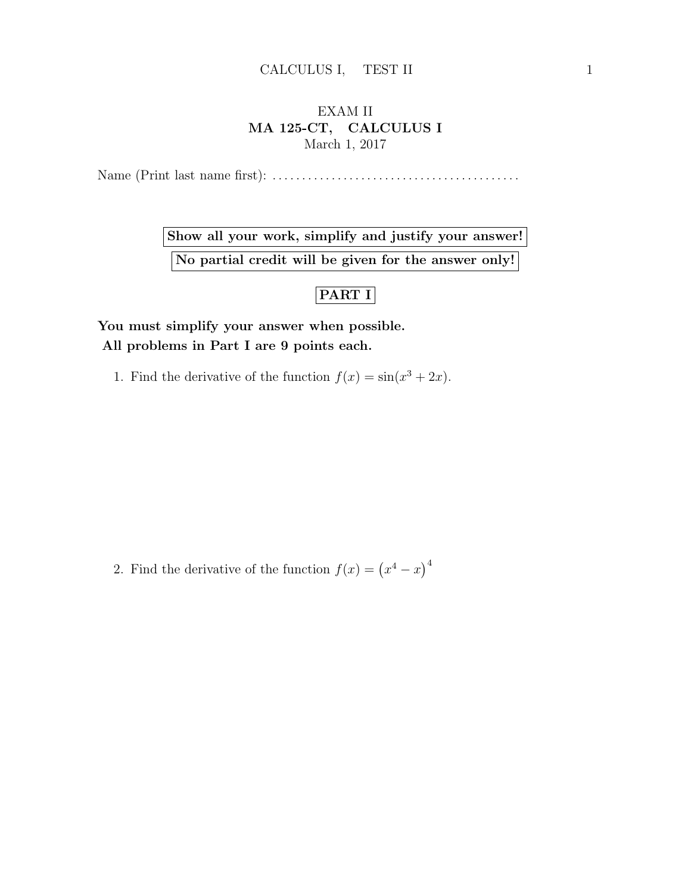# EXAM II

## MA 125-CT, CALCULUS I

March 1, 2017

Name (Print last name first): .........................................

**Show all your work, simplify and justify your answer!**

**No partial credit will be given for the answer only!**

## PART I

**You must simplify your answer when possible.**
**All problems in Part I are 9 points each.**

1. Find the derivative of the function $f(x) = \sin(x^3 + 2x)$.

2. Find the derivative of the function $f(x) = \left(x^4 - x\right)^4$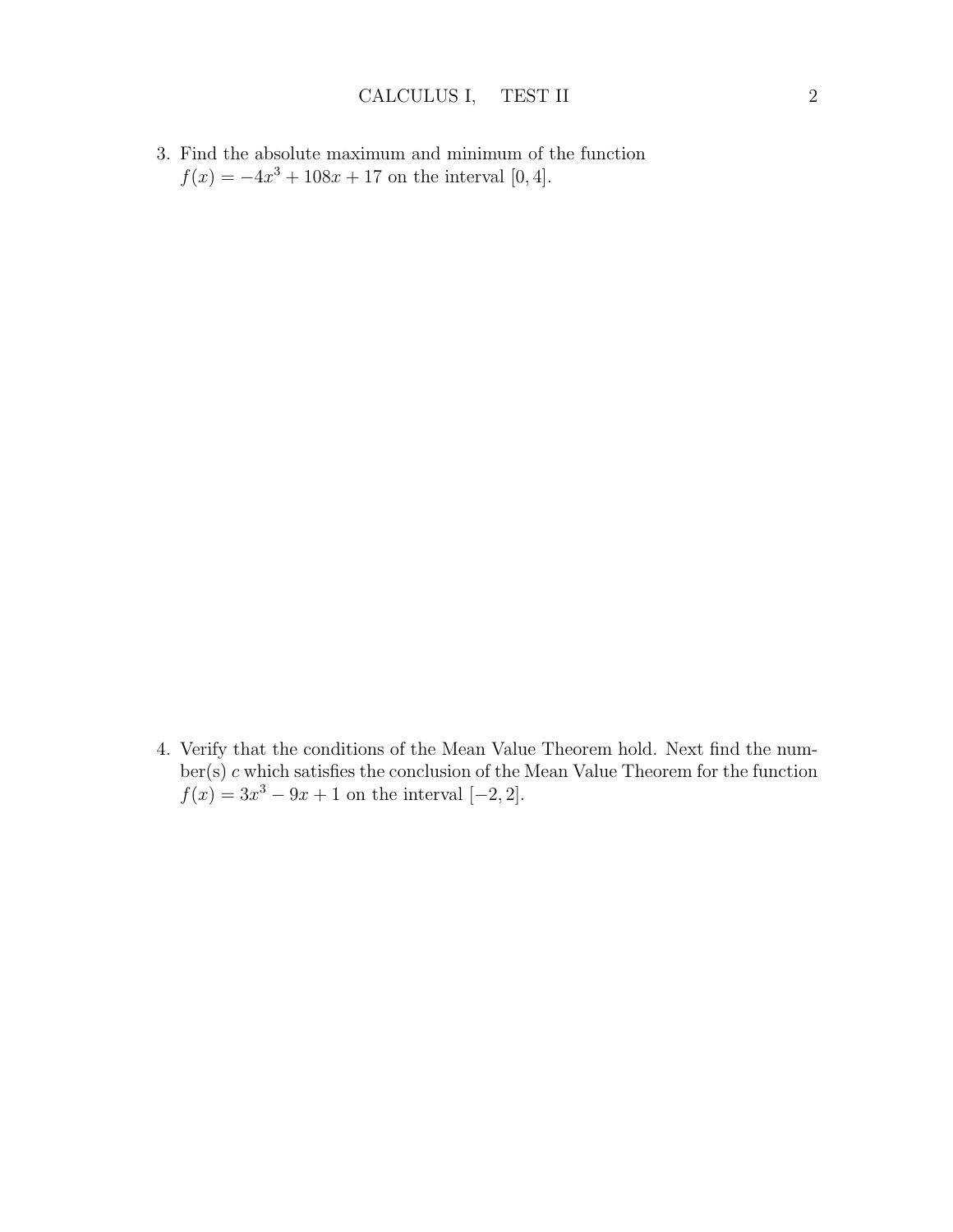3. Find the absolute maximum and minimum of the function $f(x) = -4x^3 + 108x + 17$ on the interval $[0, 4]$.

4. Verify that the conditions of the Mean Value Theorem hold. Next find the number(s) $c$ which satisfies the conclusion of the Mean Value Theorem for the function $f(x) = 3x^3 - 9x + 1$ on the interval $[-2, 2]$.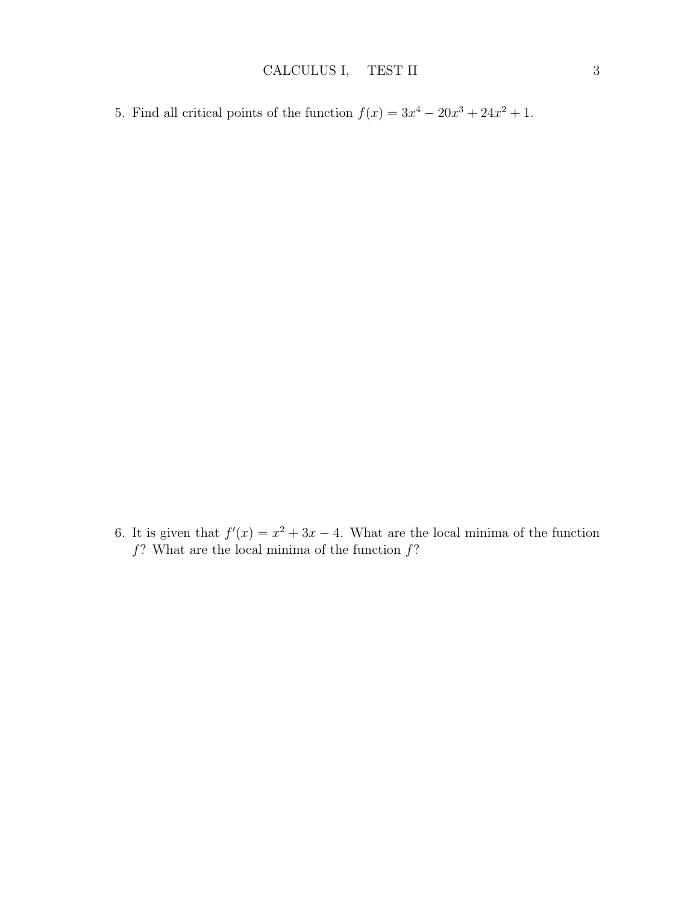5. Find all critical points of the function $f(x) = 3x^4 - 20x^3 + 24x^2 + 1$.

6. It is given that $f'(x) = x^2 + 3x - 4$. What are the local minima of the function $f$? What are the local minima of the function $f$?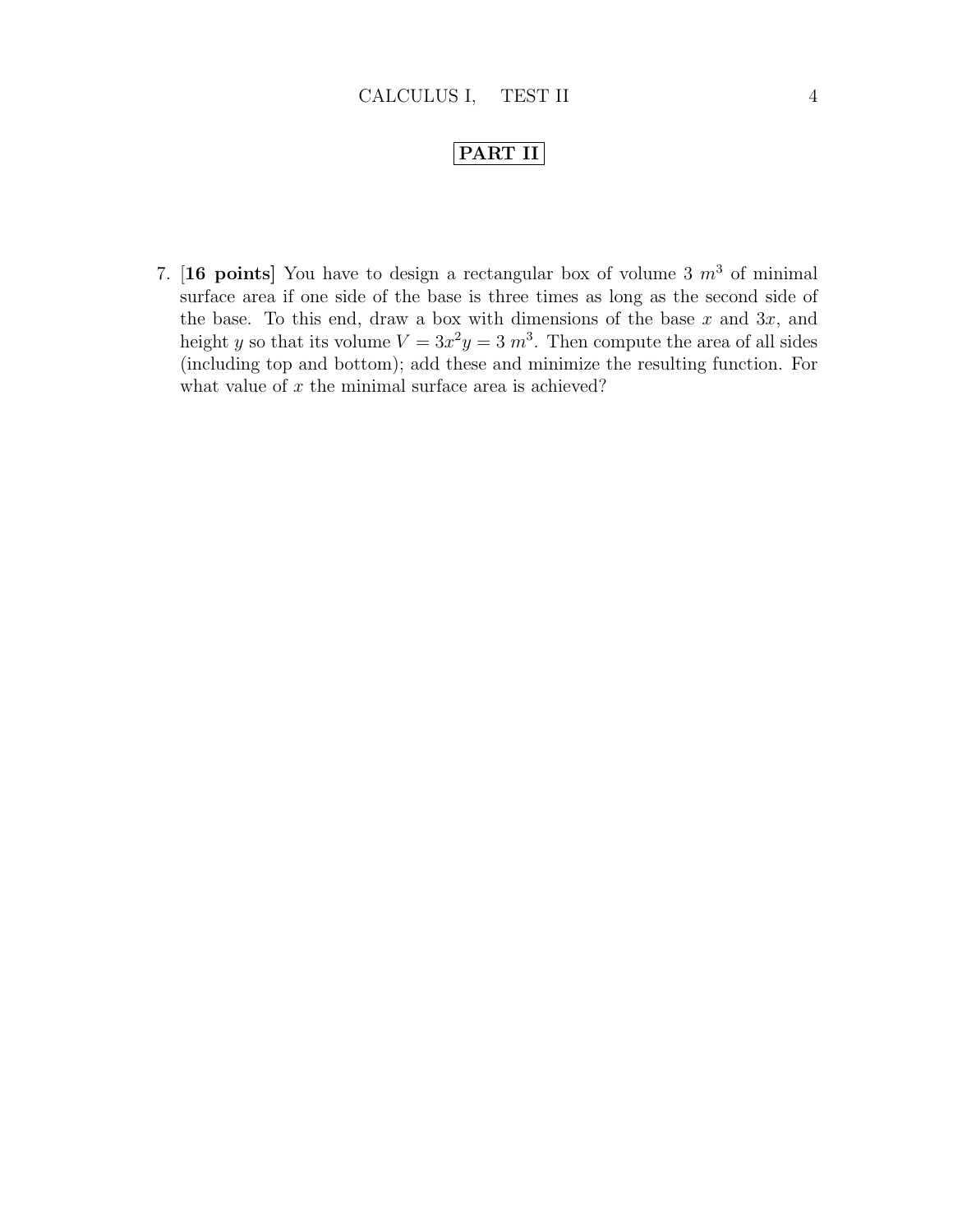## PART II

7. [**16 points**] You have to design a rectangular box of volume 3 $m^3$ of minimal surface area if one side of the base is three times as long as the second side of the base. To this end, draw a box with dimensions of the base $x$ and $3x$, and height $y$ so that its volume $V = 3x^2y = 3\ m^3$. Then compute the area of all sides (including top and bottom); add these and minimize the resulting function. For what value of $x$ the minimal surface area is achieved?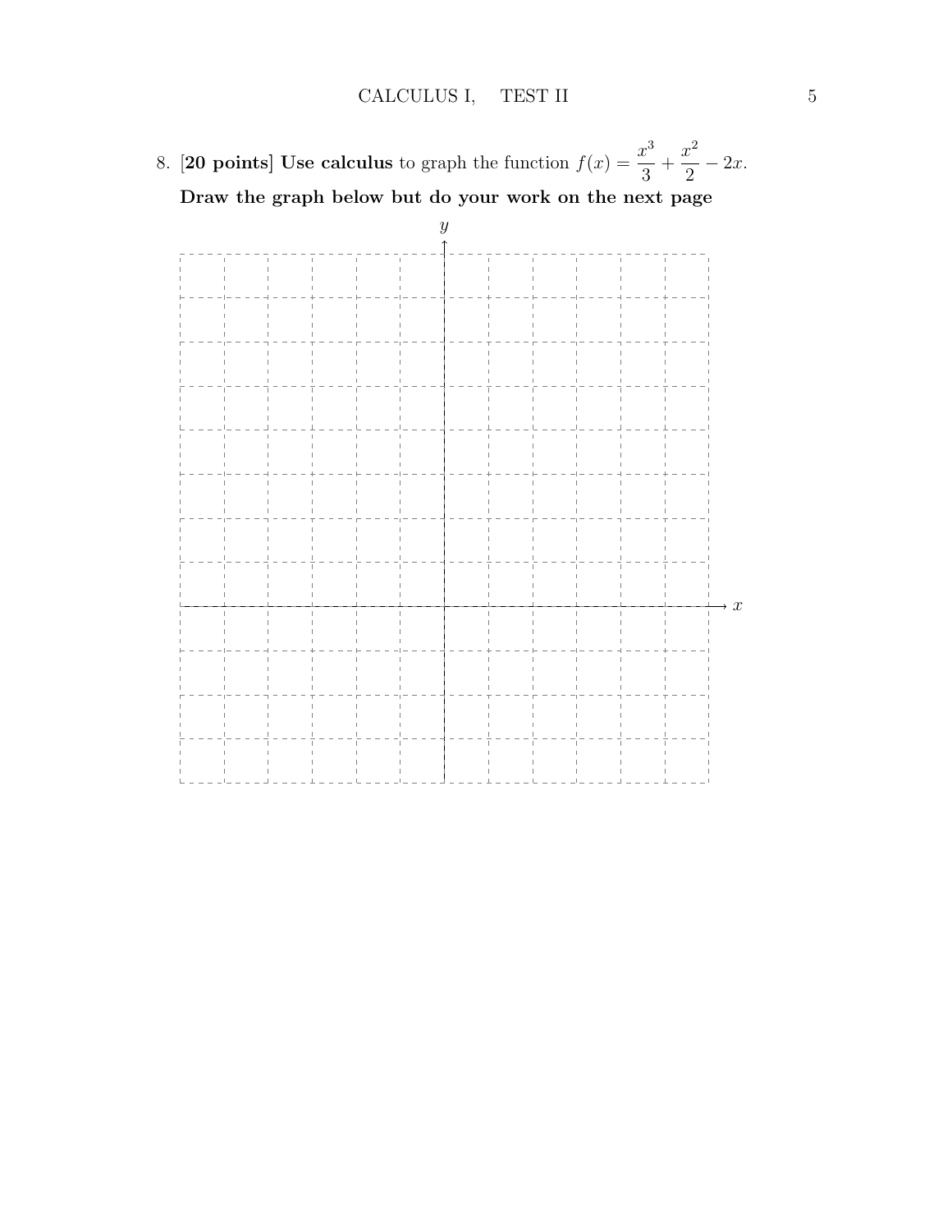8. [**20 points**] **Use calculus** to graph the function $f(x) = \dfrac{x^3}{3} + \dfrac{x^2}{2} - 2x$.

**Draw the graph below but do your work on the next page**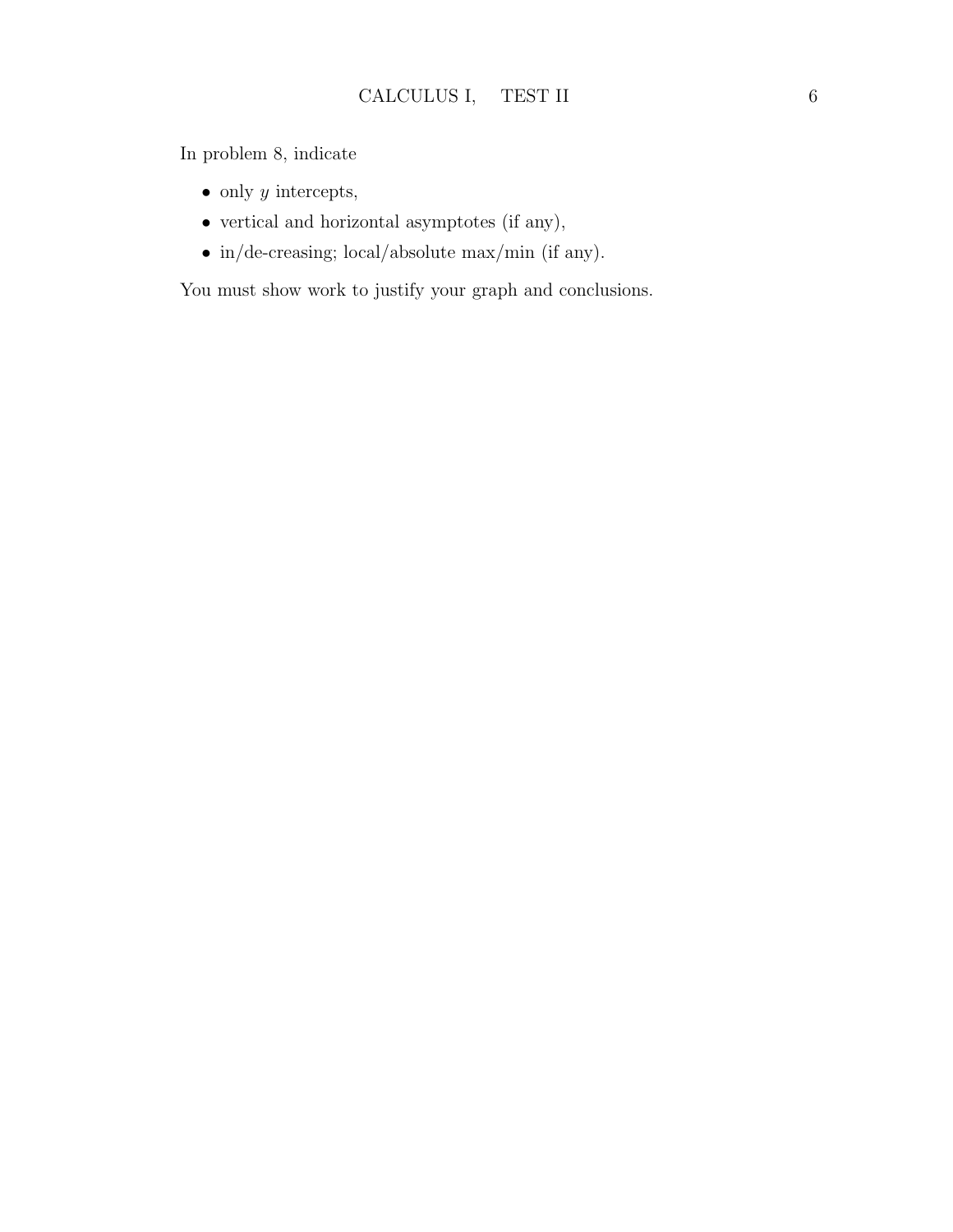In problem 8, indicate

- only $y$ intercepts,
- vertical and horizontal asymptotes (if any),
- in/de-creasing; local/absolute max/min (if any).

You must show work to justify your graph and conclusions.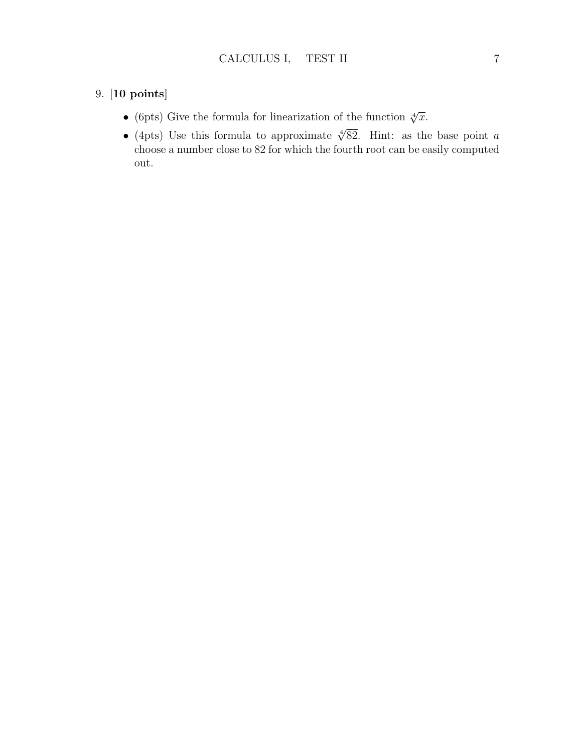9. [**10 points**]

- (6pts) Give the formula for linearization of the function $\sqrt[4]{x}$.
- (4pts) Use this formula to approximate $\sqrt[4]{82}$. Hint: as the base point $a$ choose a number close to 82 for which the fourth root can be easily computed out.